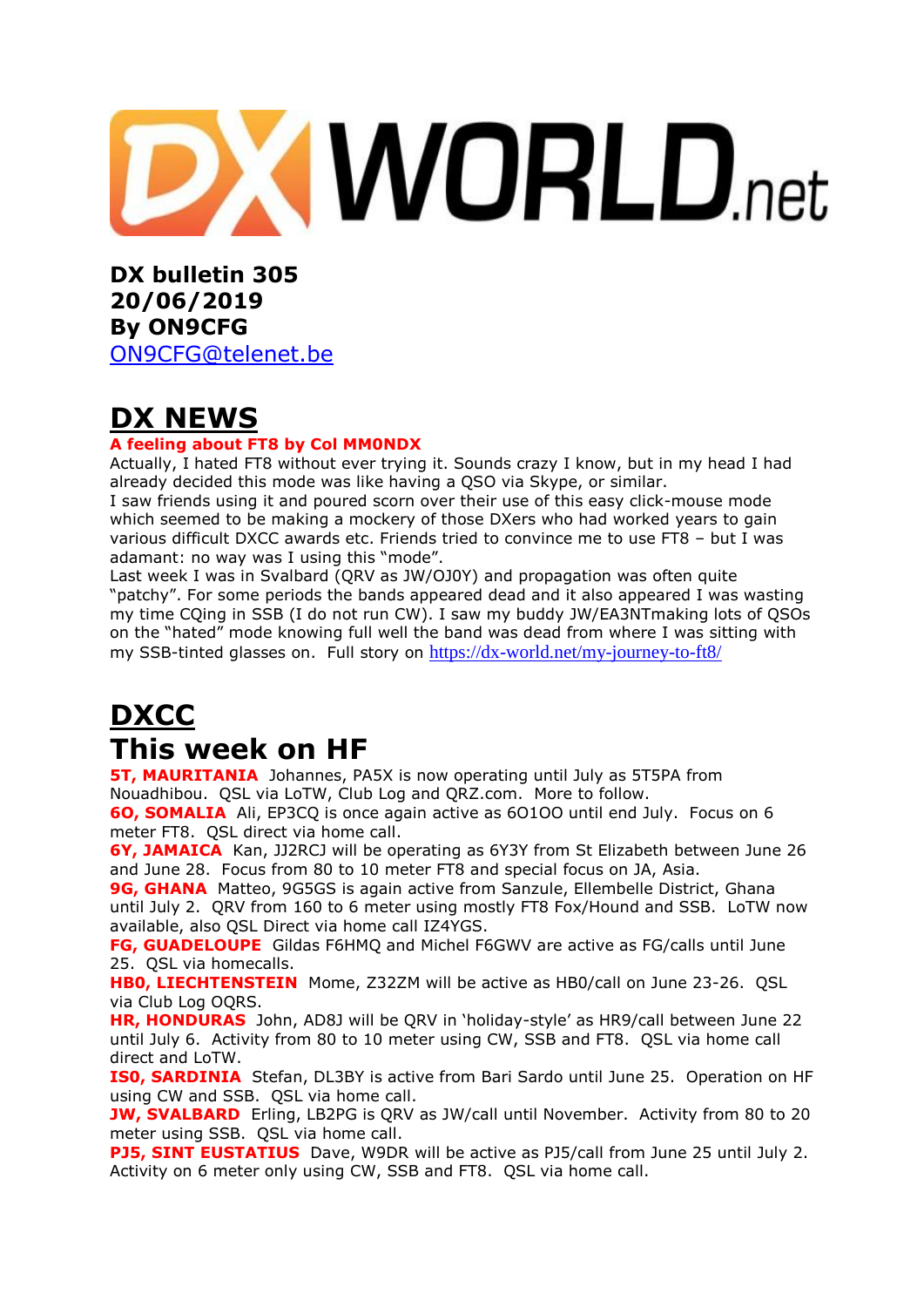DX WORLD.net

**DX bulletin 305**
**20/06/2019**
**By ON9CFG**
ON9CFG@telenet.be

# DX NEWS

**A feeling about FT8 by Col MM0NDX**

Actually, I hated FT8 without ever trying it. Sounds crazy I know, but in my head I had already decided this mode was like having a QSO via Skype, or similar.
I saw friends using it and poured scorn over their use of this easy click-mouse mode which seemed to be making a mockery of those DXers who had worked years to gain various difficult DXCC awards etc. Friends tried to convince me to use FT8 – but I was adamant: no way was I using this "mode".
Last week I was in Svalbard (QRV as JW/OJ0Y) and propagation was often quite "patchy". For some periods the bands appeared dead and it also appeared I was wasting my time CQing in SSB (I do not run CW). I saw my buddy JW/EA3NTmaking lots of QSOs on the "hated" mode knowing full well the band was dead from where I was sitting with my SSB-tinted glasses on. Full story on https://dx-world.net/my-journey-to-ft8/

# DXCC

# This week on HF

**5T, MAURITANIA** Johannes, PA5X is now operating until July as 5T5PA from Nouadhibou. QSL via LoTW, Club Log and QRZ.com. More to follow.
**6O, SOMALIA** Ali, EP3CQ is once again active as 6O1OO until end July. Focus on 6 meter FT8. QSL direct via home call.
**6Y, JAMAICA** Kan, JJ2RCJ will be operating as 6Y3Y from St Elizabeth between June 26 and June 28. Focus from 80 to 10 meter FT8 and special focus on JA, Asia.
**9G, GHANA** Matteo, 9G5GS is again active from Sanzule, Ellembelle District, Ghana until July 2. QRV from 160 to 6 meter using mostly FT8 Fox/Hound and SSB. LoTW now available, also QSL Direct via home call IZ4YGS.
**FG, GUADELOUPE** Gildas F6HMQ and Michel F6GWV are active as FG/calls until June 25. QSL via homecalls.
**HB0, LIECHTENSTEIN** Mome, Z32ZM will be active as HB0/call on June 23-26. QSL via Club Log OQRS.
**HR, HONDURAS** John, AD8J will be QRV in 'holiday-style' as HR9/call between June 22 until July 6. Activity from 80 to 10 meter using CW, SSB and FT8. QSL via home call direct and LoTW.
**IS0, SARDINIA** Stefan, DL3BY is active from Bari Sardo until June 25. Operation on HF using CW and SSB. QSL via home call.
**JW, SVALBARD** Erling, LB2PG is QRV as JW/call until November. Activity from 80 to 20 meter using SSB. QSL via home call.
**PJ5, SINT EUSTATIUS** Dave, W9DR will be active as PJ5/call from June 25 until July 2. Activity on 6 meter only using CW, SSB and FT8. QSL via home call.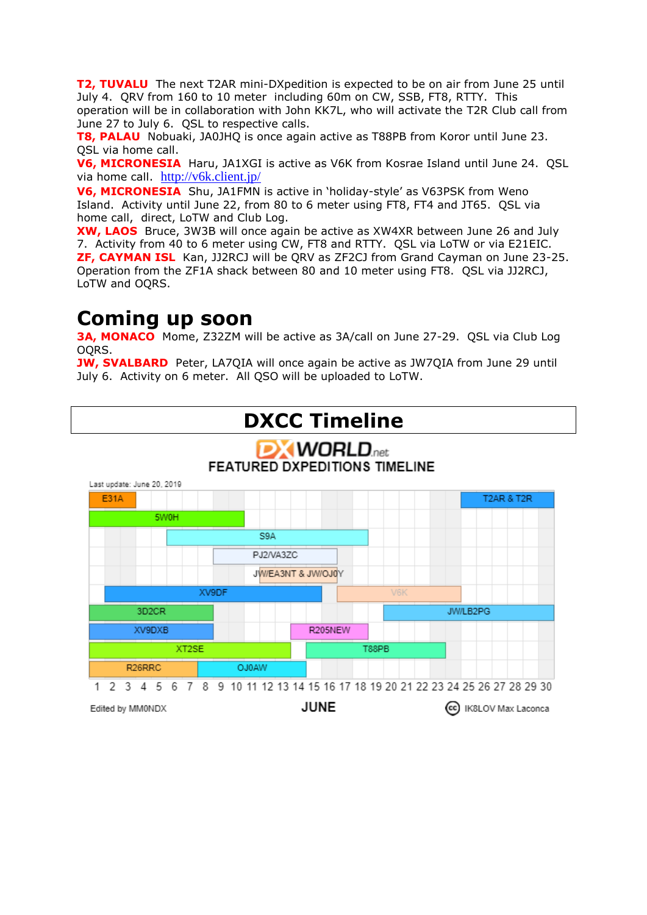**T2, TUVALU** The next T2AR mini-DXpedition is expected to be on air from June 25 until July 4. QRV from 160 to 10 meter including 60m on CW, SSB, FT8, RTTY. This operation will be in collaboration with John KK7L, who will activate the T2R Club call from June 27 to July 6. QSL to respective calls.
**T8, PALAU** Nobuaki, JA0JHQ is once again active as T88PB from Koror until June 23. QSL via home call.
**V6, MICRONESIA** Haru, JA1XGI is active as V6K from Kosrae Island until June 24. QSL via home call. http://v6k.client.jp/
**V6, MICRONESIA** Shu, JA1FMN is active in 'holiday-style' as V63PSK from Weno Island. Activity until June 22, from 80 to 6 meter using FT8, FT4 and JT65. QSL via home call, direct, LoTW and Club Log.
**XW, LAOS** Bruce, 3W3B will once again be active as XW4XR between June 26 and July 7. Activity from 40 to 6 meter using CW, FT8 and RTTY. QSL via LoTW or via E21EIC.
**ZF, CAYMAN ISL** Kan, JJ2RCJ will be QRV as ZF2CJ from Grand Cayman on June 23-25. Operation from the ZF1A shack between 80 and 10 meter using FT8. QSL via JJ2RCJ, LoTW and OQRS.

# Coming up soon

**3A, MONACO** Mome, Z32ZM will be active as 3A/call on June 27-29. QSL via Club Log OQRS.
**JW, SVALBARD** Peter, LA7QIA will once again be active as JW7QIA from June 29 until July 6. Activity on 6 meter. All QSO will be uploaded to LoTW.

# DXCC Timeline

DX WORLD.net
FEATURED DXPEDITIONS TIMELINE

Last update: June 20, 2019

E31A, T2AR & T2R, 5W0H, S9A, PJ2/VA3ZC, JW/EA3NT & JW/OJ0Y, XV9DF, V6K, 3D2CR, JW/LB2PG, XV9DXB, R205NEW, XT2SE, T88PB, R26RRC, OJ0AW

1 2 3 4 5 6 7 8 9 10 11 12 13 14 15 16 17 18 19 20 21 22 23 24 25 26 27 28 29 30

Edited by MM0NDX — JUNE — IK8LOV Max Laconca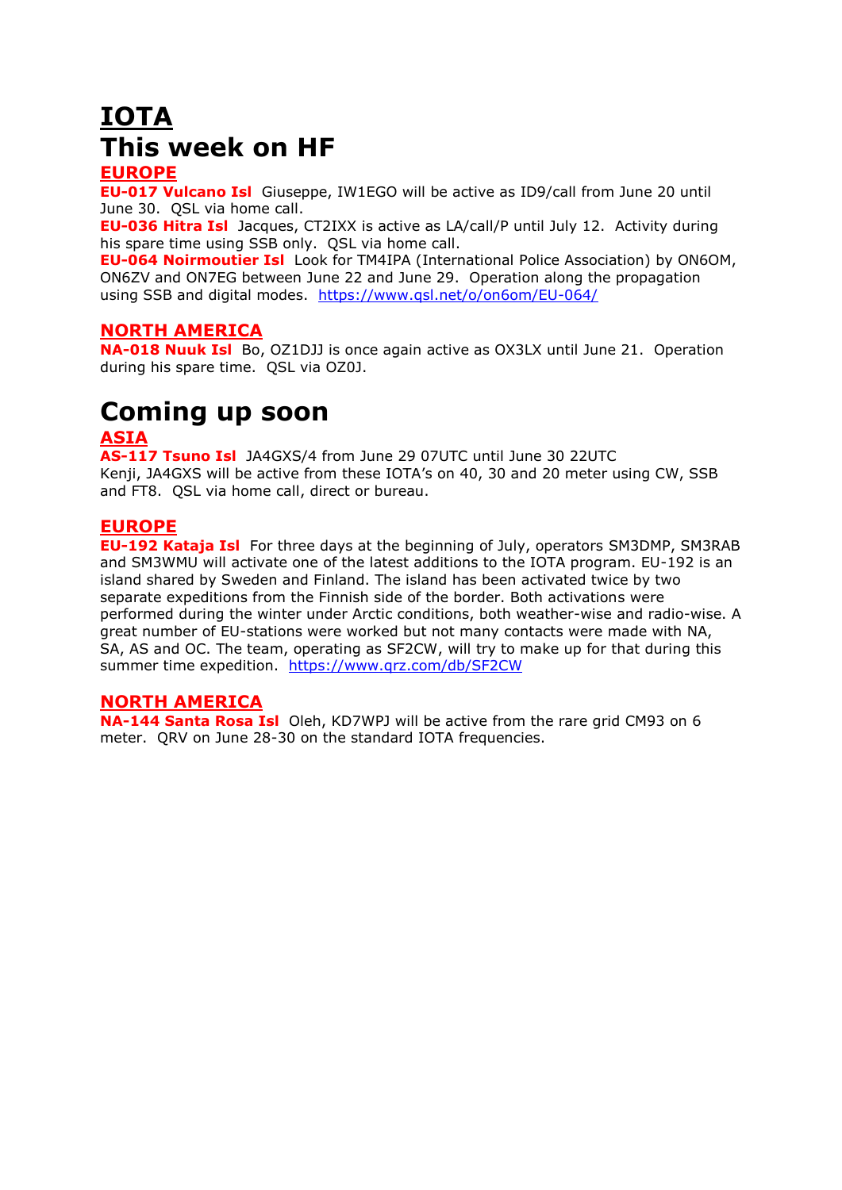# IOTA

# This week on HF

## EUROPE

**EU-017 Vulcano Isl** Giuseppe, IW1EGO will be active as ID9/call from June 20 until June 30. QSL via home call.

**EU-036 Hitra Isl** Jacques, CT2IXX is active as LA/call/P until July 12. Activity during his spare time using SSB only. QSL via home call.

**EU-064 Noirmoutier Isl** Look for TM4IPA (International Police Association) by ON6OM, ON6ZV and ON7EG between June 22 and June 29. Operation along the propagation using SSB and digital modes. https://www.qsl.net/o/on6om/EU-064/

## NORTH AMERICA

**NA-018 Nuuk Isl** Bo, OZ1DJJ is once again active as OX3LX until June 21. Operation during his spare time. QSL via OZ0J.

# Coming up soon

## ASIA

**AS-117 Tsuno Isl** JA4GXS/4 from June 29 07UTC until June 30 22UTC
Kenji, JA4GXS will be active from these IOTA's on 40, 30 and 20 meter using CW, SSB and FT8. QSL via home call, direct or bureau.

## EUROPE

**EU-192 Kataja Isl** For three days at the beginning of July, operators SM3DMP, SM3RAB and SM3WMU will activate one of the latest additions to the IOTA program. EU-192 is an island shared by Sweden and Finland. The island has been activated twice by two separate expeditions from the Finnish side of the border. Both activations were performed during the winter under Arctic conditions, both weather-wise and radio-wise. A great number of EU-stations were worked but not many contacts were made with NA, SA, AS and OC. The team, operating as SF2CW, will try to make up for that during this summer time expedition. https://www.qrz.com/db/SF2CW

## NORTH AMERICA

**NA-144 Santa Rosa Isl** Oleh, KD7WPJ will be active from the rare grid CM93 on 6 meter. QRV on June 28-30 on the standard IOTA frequencies.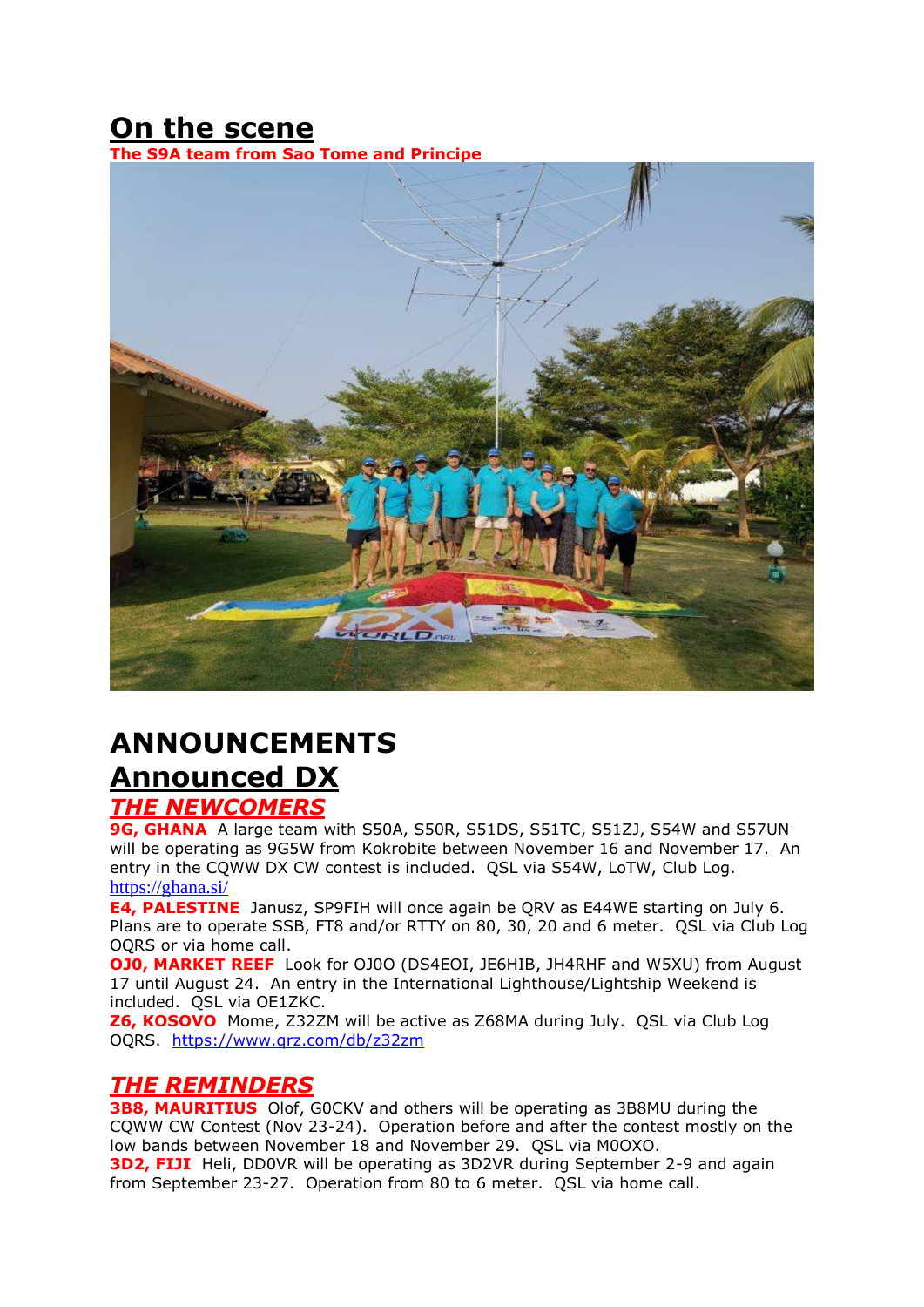# On the scene

**The S9A team from Sao Tome and Principe**

# ANNOUNCEMENTS

# Announced DX

## *THE NEWCOMERS*

**9G, GHANA** A large team with S50A, S50R, S51DS, S51TC, S51ZJ, S54W and S57UN will be operating as 9G5W from Kokrobite between November 16 and November 17. An entry in the CQWW DX CW contest is included. QSL via S54W, LoTW, Club Log. https://ghana.si/

**E4, PALESTINE** Janusz, SP9FIH will once again be QRV as E44WE starting on July 6. Plans are to operate SSB, FT8 and/or RTTY on 80, 30, 20 and 6 meter. QSL via Club Log OQRS or via home call.

**OJ0, MARKET REEF** Look for OJ0O (DS4EOI, JE6HIB, JH4RHF and W5XU) from August 17 until August 24. An entry in the International Lighthouse/Lightship Weekend is included. QSL via OE1ZKC.

**Z6, KOSOVO** Mome, Z32ZM will be active as Z68MA during July. QSL via Club Log OQRS. https://www.qrz.com/db/z32zm

## *THE REMINDERS*

**3B8, MAURITIUS** Olof, G0CKV and others will be operating as 3B8MU during the CQWW CW Contest (Nov 23-24). Operation before and after the contest mostly on the low bands between November 18 and November 29. QSL via M0OXO.

**3D2, FIJI** Heli, DD0VR will be operating as 3D2VR during September 2-9 and again from September 23-27. Operation from 80 to 6 meter. QSL via home call.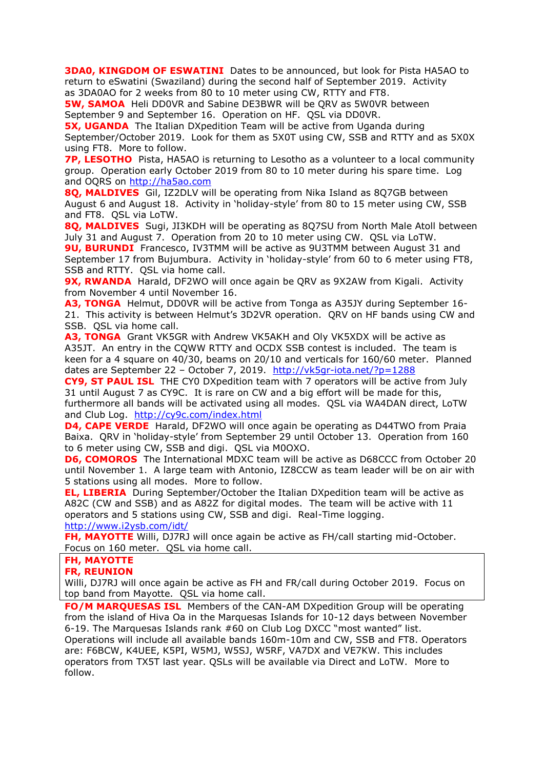**3DA0, KINGDOM OF ESWATINI** Dates to be announced, but look for Pista HA5AO to return to eSwatini (Swaziland) during the second half of September 2019. Activity as 3DA0AO for 2 weeks from 80 to 10 meter using CW, RTTY and FT8.

**5W, SAMOA** Heli DD0VR and Sabine DE3BWR will be QRV as 5W0VR between September 9 and September 16. Operation on HF. QSL via DD0VR.

**5X, UGANDA** The Italian DXpedition Team will be active from Uganda during September/October 2019. Look for them as 5X0T using CW, SSB and RTTY and as 5X0X using FT8. More to follow.

**7P, LESOTHO** Pista, HA5AO is returning to Lesotho as a volunteer to a local community group. Operation early October 2019 from 80 to 10 meter during his spare time. Log and OQRS on http://ha5ao.com

**8Q, MALDIVES** Gil, IZ2DLV will be operating from Nika Island as 8Q7GB between August 6 and August 18. Activity in 'holiday-style' from 80 to 15 meter using CW, SSB and FT8. QSL via LoTW.

**8Q, MALDIVES** Sugi, JI3KDH will be operating as 8Q7SU from North Male Atoll between July 31 and August 7. Operation from 20 to 10 meter using CW. QSL via LoTW.

**9U, BURUNDI** Francesco, IV3TMM will be active as 9U3TMM between August 31 and September 17 from Bujumbura. Activity in 'holiday-style' from 60 to 6 meter using FT8, SSB and RTTY. QSL via home call.

**9X, RWANDA** Harald, DF2WO will once again be QRV as 9X2AW from Kigali. Activity from November 4 until November 16.

**A3, TONGA** Helmut, DD0VR will be active from Tonga as A35JY during September 16-21. This activity is between Helmut's 3D2VR operation. QRV on HF bands using CW and SSB. QSL via home call.

**A3, TONGA** Grant VK5GR with Andrew VK5AKH and Oly VK5XDX will be active as A35JT. An entry in the CQWW RTTY and OCDX SSB contest is included. The team is keen for a 4 square on 40/30, beams on 20/10 and verticals for 160/60 meter. Planned dates are September 22 – October 7, 2019. http://vk5gr-iota.net/?p=1288

**CY9, ST PAUL ISL** THE CY0 DXpedition team with 7 operators will be active from July 31 until August 7 as CY9C. It is rare on CW and a big effort will be made for this, furthermore all bands will be activated using all modes. QSL via WA4DAN direct, LoTW and Club Log. http://cy9c.com/index.html

**D4, CAPE VERDE** Harald, DF2WO will once again be operating as D44TWO from Praia Baixa. QRV in 'holiday-style' from September 29 until October 13. Operation from 160 to 6 meter using CW, SSB and digi. QSL via M0OXO.

**D6, COMOROS** The International MDXC team will be active as D68CCC from October 20 until November 1. A large team with Antonio, IZ8CCW as team leader will be on air with 5 stations using all modes. More to follow.

**EL, LIBERIA** During September/October the Italian DXpedition team will be active as A82C (CW and SSB) and as A82Z for digital modes. The team will be active with 11 operators and 5 stations using CW, SSB and digi. Real-Time logging. http://www.i2ysb.com/idt/

**FH, MAYOTTE** Willi, DJ7RJ will once again be active as FH/call starting mid-October. Focus on 160 meter. QSL via home call.

**FH, MAYOTTE**
**FR, REUNION**
Willi, DJ7RJ will once again be active as FH and FR/call during October 2019. Focus on top band from Mayotte. QSL via home call.

**FO/M MARQUESAS ISL** Members of the CAN-AM DXpedition Group will be operating from the island of Hiva Oa in the Marquesas Islands for 10-12 days between November 6-19. The Marquesas Islands rank #60 on Club Log DXCC "most wanted" list. Operations will include all available bands 160m-10m and CW, SSB and FT8. Operators are: F6BCW, K4UEE, K5PI, W5MJ, W5SJ, W5RF, VA7DX and VE7KW. This includes operators from TX5T last year. QSLs will be available via Direct and LoTW. More to follow.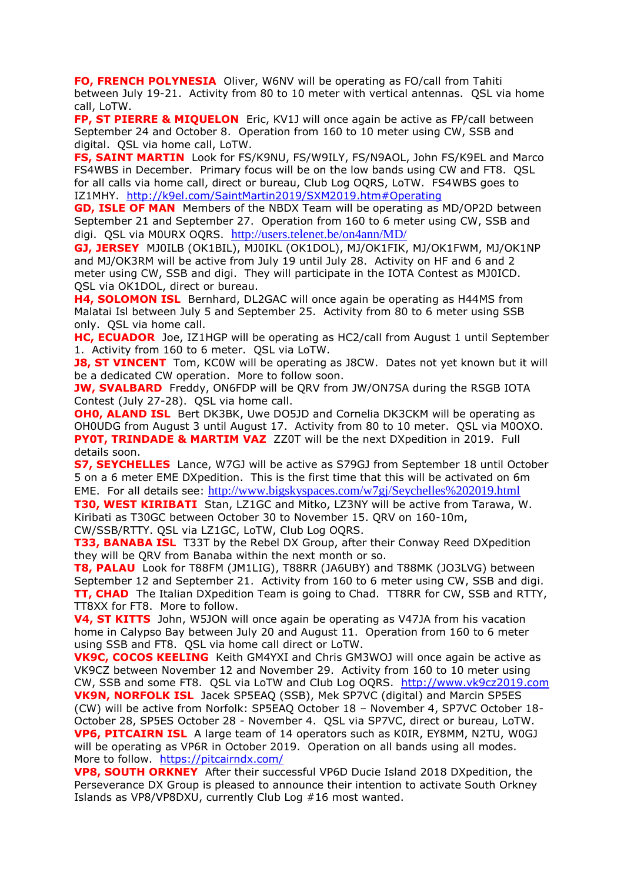**FO, FRENCH POLYNESIA** Oliver, W6NV will be operating as FO/call from Tahiti between July 19-21. Activity from 80 to 10 meter with vertical antennas. QSL via home call, LoTW.

**FP, ST PIERRE & MIQUELON** Eric, KV1J will once again be active as FP/call between September 24 and October 8. Operation from 160 to 10 meter using CW, SSB and digital. QSL via home call, LoTW.

**FS, SAINT MARTIN** Look for FS/K9NU, FS/W9ILY, FS/N9AOL, John FS/K9EL and Marco FS4WBS in December. Primary focus will be on the low bands using CW and FT8. QSL for all calls via home call, direct or bureau, Club Log OQRS, LoTW. FS4WBS goes to IZ1MHY. http://k9el.com/SaintMartin2019/SXM2019.htm#Operating

**GD, ISLE OF MAN** Members of the NBDX Team will be operating as MD/OP2D between September 21 and September 27. Operation from 160 to 6 meter using CW, SSB and digi. QSL via M0URX OQRS. http://users.telenet.be/on4ann/MD/

**GJ, JERSEY** MJ0ILB (OK1BIL), MJ0IKL (OK1DOL), MJ/OK1FIK, MJ/OK1FWM, MJ/OK1NP and MJ/OK3RM will be active from July 19 until July 28. Activity on HF and 6 and 2 meter using CW, SSB and digi. They will participate in the IOTA Contest as MJ0ICD. QSL via OK1DOL, direct or bureau.

**H4, SOLOMON ISL** Bernhard, DL2GAC will once again be operating as H44MS from Malatai Isl between July 5 and September 25. Activity from 80 to 6 meter using SSB only. QSL via home call.

**HC, ECUADOR** Joe, IZ1HGP will be operating as HC2/call from August 1 until September 1. Activity from 160 to 6 meter. QSL via LoTW.

**J8, ST VINCENT** Tom, KC0W will be operating as J8CW. Dates not yet known but it will be a dedicated CW operation. More to follow soon.

**JW, SVALBARD** Freddy, ON6FDP will be QRV from JW/ON7SA during the RSGB IOTA Contest (July 27-28). QSL via home call.

**OH0, ALAND ISL** Bert DK3BK, Uwe DO5JD and Cornelia DK3CKM will be operating as OH0UDG from August 3 until August 17. Activity from 80 to 10 meter. QSL via M0OXO.

**PY0T, TRINDADE & MARTIM VAZ** ZZ0T will be the next DXpedition in 2019. Full details soon.

**S7, SEYCHELLES** Lance, W7GJ will be active as S79GJ from September 18 until October 5 on a 6 meter EME DXpedition. This is the first time that this will be activated on 6m EME. For all details see: http://www.bigskyspaces.com/w7gj/Seychelles%202019.html

**T30, WEST KIRIBATI** Stan, LZ1GC and Mitko, LZ3NY will be active from Tarawa, W. Kiribati as T30GC between October 30 to November 15. QRV on 160-10m, CW/SSB/RTTY. QSL via LZ1GC, LoTW, Club Log OQRS.

**T33, BANABA ISL** T33T by the Rebel DX Group, after their Conway Reed DXpedition they will be QRV from Banaba within the next month or so.

**T8, PALAU** Look for T88FM (JM1LIG), T88RR (JA6UBY) and T88MK (JO3LVG) between September 12 and September 21. Activity from 160 to 6 meter using CW, SSB and digi.

**TT, CHAD** The Italian DXpedition Team is going to Chad. TT8RR for CW, SSB and RTTY, TT8XX for FT8. More to follow.

**V4, ST KITTS** John, W5JON will once again be operating as V47JA from his vacation home in Calypso Bay between July 20 and August 11. Operation from 160 to 6 meter using SSB and FT8. QSL via home call direct or LoTW.

**VK9C, COCOS KEELING** Keith GM4YXI and Chris GM3WOJ will once again be active as VK9CZ between November 12 and November 29. Activity from 160 to 10 meter using CW, SSB and some FT8. QSL via LoTW and Club Log OQRS. http://www.vk9cz2019.com

**VK9N, NORFOLK ISL** Jacek SP5EAQ (SSB), Mek SP7VC (digital) and Marcin SP5ES (CW) will be active from Norfolk: SP5EAQ October 18 – November 4, SP7VC October 18-October 28, SP5ES October 28 - November 4. QSL via SP7VC, direct or bureau, LoTW.

**VP6, PITCAIRN ISL** A large team of 14 operators such as K0IR, EY8MM, N2TU, W0GJ will be operating as VP6R in October 2019. Operation on all bands using all modes. More to follow. https://pitcairndx.com/

**VP8, SOUTH ORKNEY** After their successful VP6D Ducie Island 2018 DXpedition, the Perseverance DX Group is pleased to announce their intention to activate South Orkney Islands as VP8/VP8DXU, currently Club Log #16 most wanted.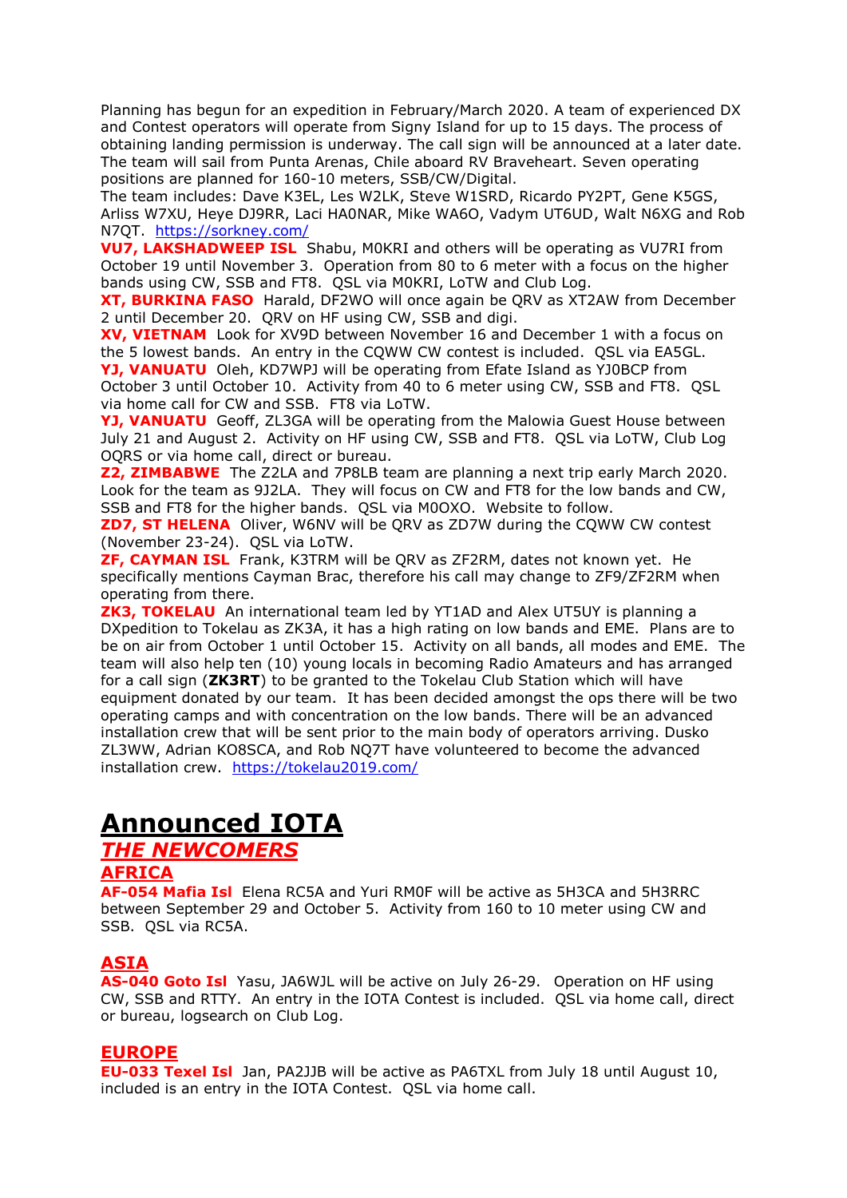Planning has begun for an expedition in February/March 2020. A team of experienced DX and Contest operators will operate from Signy Island for up to 15 days. The process of obtaining landing permission is underway. The call sign will be announced at a later date. The team will sail from Punta Arenas, Chile aboard RV Braveheart. Seven operating positions are planned for 160-10 meters, SSB/CW/Digital.
The team includes: Dave K3EL, Les W2LK, Steve W1SRD, Ricardo PY2PT, Gene K5GS, Arliss W7XU, Heye DJ9RR, Laci HA0NAR, Mike WA6O, Vadym UT6UD, Walt N6XG and Rob N7QT. https://sorkney.com/

**VU7, LAKSHADWEEP ISL** Shabu, M0KRI and others will be operating as VU7RI from October 19 until November 3. Operation from 80 to 6 meter with a focus on the higher bands using CW, SSB and FT8. QSL via M0KRI, LoTW and Club Log.

**XT, BURKINA FASO** Harald, DF2WO will once again be QRV as XT2AW from December 2 until December 20. QRV on HF using CW, SSB and digi.

**XV, VIETNAM** Look for XV9D between November 16 and December 1 with a focus on the 5 lowest bands. An entry in the CQWW CW contest is included. QSL via EA5GL.

**YJ, VANUATU** Oleh, KD7WPJ will be operating from Efate Island as YJ0BCP from October 3 until October 10. Activity from 40 to 6 meter using CW, SSB and FT8. QSL via home call for CW and SSB. FT8 via LoTW.

**YJ, VANUATU** Geoff, ZL3GA will be operating from the Malowia Guest House between July 21 and August 2. Activity on HF using CW, SSB and FT8. QSL via LoTW, Club Log OQRS or via home call, direct or bureau.

**Z2, ZIMBABWE** The Z2LA and 7P8LB team are planning a next trip early March 2020. Look for the team as 9J2LA. They will focus on CW and FT8 for the low bands and CW, SSB and FT8 for the higher bands. QSL via M0OXO. Website to follow.

**ZD7, ST HELENA** Oliver, W6NV will be QRV as ZD7W during the CQWW CW contest (November 23-24). QSL via LoTW.

**ZF, CAYMAN ISL** Frank, K3TRM will be QRV as ZF2RM, dates not known yet. He specifically mentions Cayman Brac, therefore his call may change to ZF9/ZF2RM when operating from there.

**ZK3, TOKELAU** An international team led by YT1AD and Alex UT5UY is planning a DXpedition to Tokelau as ZK3A, it has a high rating on low bands and EME. Plans are to be on air from October 1 until October 15. Activity on all bands, all modes and EME. The team will also help ten (10) young locals in becoming Radio Amateurs and has arranged for a call sign (**ZK3RT**) to be granted to the Tokelau Club Station which will have equipment donated by our team. It has been decided amongst the ops there will be two operating camps and with concentration on the low bands. There will be an advanced installation crew that will be sent prior to the main body of operators arriving. Dusko ZL3WW, Adrian KO8SCA, and Rob NQ7T have volunteered to become the advanced installation crew. https://tokelau2019.com/

# Announced IOTA

## *THE NEWCOMERS*

### AFRICA

**AF-054 Mafia Isl** Elena RC5A and Yuri RM0F will be active as 5H3CA and 5H3RRC between September 29 and October 5. Activity from 160 to 10 meter using CW and SSB. QSL via RC5A.

### ASIA

**AS-040 Goto Isl** Yasu, JA6WJL will be active on July 26-29. Operation on HF using CW, SSB and RTTY. An entry in the IOTA Contest is included. QSL via home call, direct or bureau, logsearch on Club Log.

### EUROPE

**EU-033 Texel Isl** Jan, PA2JJB will be active as PA6TXL from July 18 until August 10, included is an entry in the IOTA Contest. QSL via home call.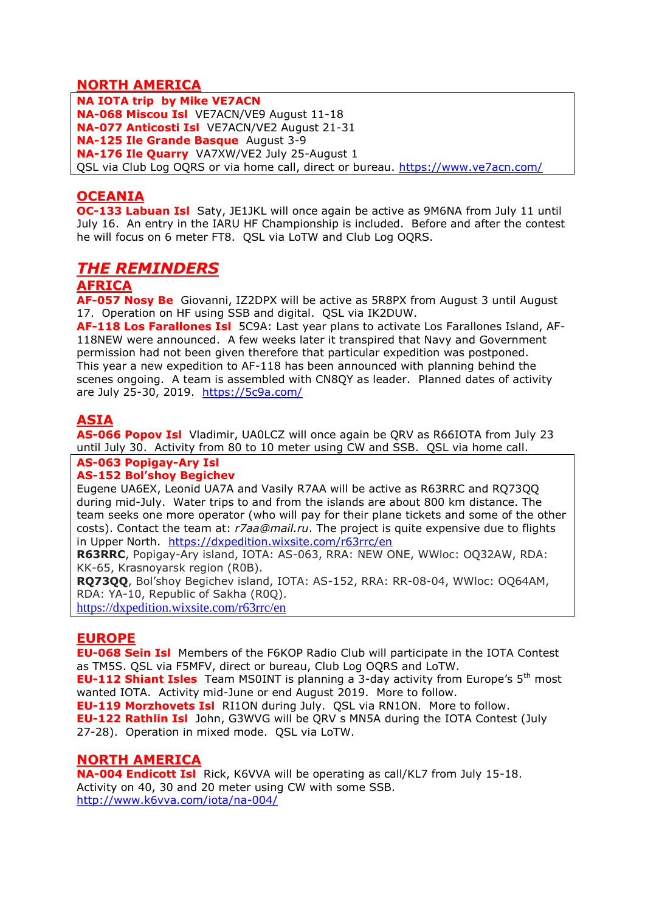## NORTH AMERICA

**NA IOTA trip by Mike VE7ACN**
**NA-068 Miscou Isl** VE7ACN/VE9 August 11-18
**NA-077 Anticosti Isl** VE7ACN/VE2 August 21-31
**NA-125 Ile Grande Basque** August 3-9
**NA-176 Ile Quarry** VA7XW/VE2 July 25-August 1
QSL via Club Log OQRS or via home call, direct or bureau. https://www.ve7acn.com/

## OCEANIA

**OC-133 Labuan Isl** Saty, JE1JKL will once again be active as 9M6NA from July 11 until July 16. An entry in the IARU HF Championship is included. Before and after the contest he will focus on 6 meter FT8. QSL via LoTW and Club Log OQRS.

# *THE REMINDERS*

## AFRICA

**AF-057 Nosy Be** Giovanni, IZ2DPX will be active as 5R8PX from August 3 until August 17. Operation on HF using SSB and digital. QSL via IK2DUW.

**AF-118 Los Farallones Isl** 5C9A: Last year plans to activate Los Farallones Island, AF-118NEW were announced. A few weeks later it transpired that Navy and Government permission had not been given therefore that particular expedition was postponed. This year a new expedition to AF-118 has been announced with planning behind the scenes ongoing. A team is assembled with CN8QY as leader. Planned dates of activity are July 25-30, 2019. https://5c9a.com/

## ASIA

**AS-066 Popov Isl** Vladimir, UA0LCZ will once again be QRV as R66IOTA from July 23 until July 30. Activity from 80 to 10 meter using CW and SSB. QSL via home call.

**AS-063 Popigay-Ary Isl**
**AS-152 Bol'shoy Begichev**
Eugene UA6EX, Leonid UA7A and Vasily R7AA will be active as R63RRC and RQ73QQ during mid-July. Water trips to and from the islands are about 800 km distance. The team seeks one more operator (who will pay for their plane tickets and some of the other costs). Contact the team at: *r7aa@mail.ru*. The project is quite expensive due to flights in Upper North. https://dxpedition.wixsite.com/r63rrc/en
**R63RRC**, Popigay-Ary island, IOTA: AS-063, RRA: NEW ONE, WWloc: OQ32AW, RDA: KK-65, Krasnoyarsk region (R0B).
**RQ73QQ**, Bol'shoy Begichev island, IOTA: AS-152, RRA: RR-08-04, WWloc: OQ64AM, RDA: YA-10, Republic of Sakha (R0Q).
https://dxpedition.wixsite.com/r63rrc/en

## EUROPE

**EU-068 Sein Isl** Members of the F6KOP Radio Club will participate in the IOTA Contest as TM5S. QSL via F5MFV, direct or bureau, Club Log OQRS and LoTW.
**EU-112 Shiant Isles** Team MS0INT is planning a 3-day activity from Europe's 5th most wanted IOTA. Activity mid-June or end August 2019. More to follow.
**EU-119 Morzhovets Isl** RI1ON during July. QSL via RN1ON. More to follow.
**EU-122 Rathlin Isl** John, G3WVG will be QRV s MN5A during the IOTA Contest (July 27-28). Operation in mixed mode. QSL via LoTW.

## NORTH AMERICA

**NA-004 Endicott Isl** Rick, K6VVA will be operating as call/KL7 from July 15-18. Activity on 40, 30 and 20 meter using CW with some SSB.
http://www.k6vva.com/iota/na-004/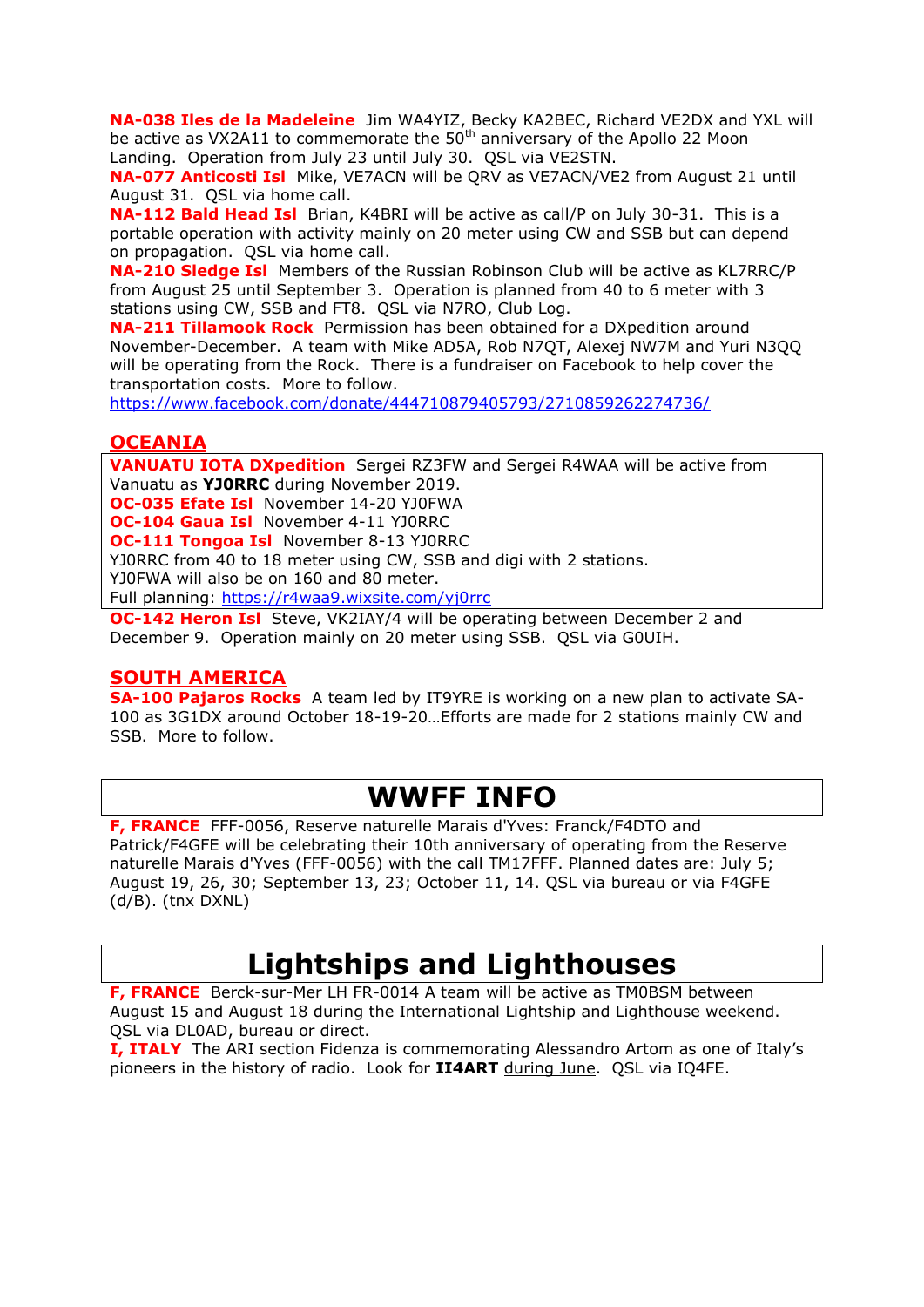**NA-038 Iles de la Madeleine** Jim WA4YIZ, Becky KA2BEC, Richard VE2DX and YXL will be active as VX2A11 to commemorate the 50th anniversary of the Apollo 22 Moon Landing. Operation from July 23 until July 30. QSL via VE2STN.
**NA-077 Anticosti Isl** Mike, VE7ACN will be QRV as VE7ACN/VE2 from August 21 until August 31. QSL via home call.
**NA-112 Bald Head Isl** Brian, K4BRI will be active as call/P on July 30-31. This is a portable operation with activity mainly on 20 meter using CW and SSB but can depend on propagation. QSL via home call.
**NA-210 Sledge Isl** Members of the Russian Robinson Club will be active as KL7RRC/P from August 25 until September 3. Operation is planned from 40 to 6 meter with 3 stations using CW, SSB and FT8. QSL via N7RO, Club Log.
**NA-211 Tillamook Rock** Permission has been obtained for a DXpedition around November-December. A team with Mike AD5A, Rob N7QT, Alexej NW7M and Yuri N3QQ will be operating from the Rock. There is a fundraiser on Facebook to help cover the transportation costs. More to follow.
https://www.facebook.com/donate/444710879405793/2710859262274736/

## OCEANIA

**VANUATU IOTA DXpedition** Sergei RZ3FW and Sergei R4WAA will be active from Vanuatu as **YJ0RRC** during November 2019.
**OC-035 Efate Isl** November 14-20 YJ0FWA
**OC-104 Gaua Isl** November 4-11 YJ0RRC
**OC-111 Tongoa Isl** November 8-13 YJ0RRC
YJ0RRC from 40 to 18 meter using CW, SSB and digi with 2 stations.
YJ0FWA will also be on 160 and 80 meter.
Full planning: https://r4waa9.wixsite.com/yj0rrc

**OC-142 Heron Isl** Steve, VK2IAY/4 will be operating between December 2 and December 9. Operation mainly on 20 meter using SSB. QSL via G0UIH.

## SOUTH AMERICA

**SA-100 Pajaros Rocks** A team led by IT9YRE is working on a new plan to activate SA-100 as 3G1DX around October 18-19-20…Efforts are made for 2 stations mainly CW and SSB. More to follow.

# WWFF INFO

**F, FRANCE** FFF-0056, Reserve naturelle Marais d'Yves: Franck/F4DTO and Patrick/F4GFE will be celebrating their 10th anniversary of operating from the Reserve naturelle Marais d'Yves (FFF-0056) with the call TM17FFF. Planned dates are: July 5; August 19, 26, 30; September 13, 23; October 11, 14. QSL via bureau or via F4GFE (d/B). (tnx DXNL)

# Lightships and Lighthouses

**F, FRANCE** Berck-sur-Mer LH FR-0014 A team will be active as TM0BSM between August 15 and August 18 during the International Lightship and Lighthouse weekend. QSL via DL0AD, bureau or direct.
**I, ITALY** The ARI section Fidenza is commemorating Alessandro Artom as one of Italy's pioneers in the history of radio. Look for **II4ART** during June. QSL via IQ4FE.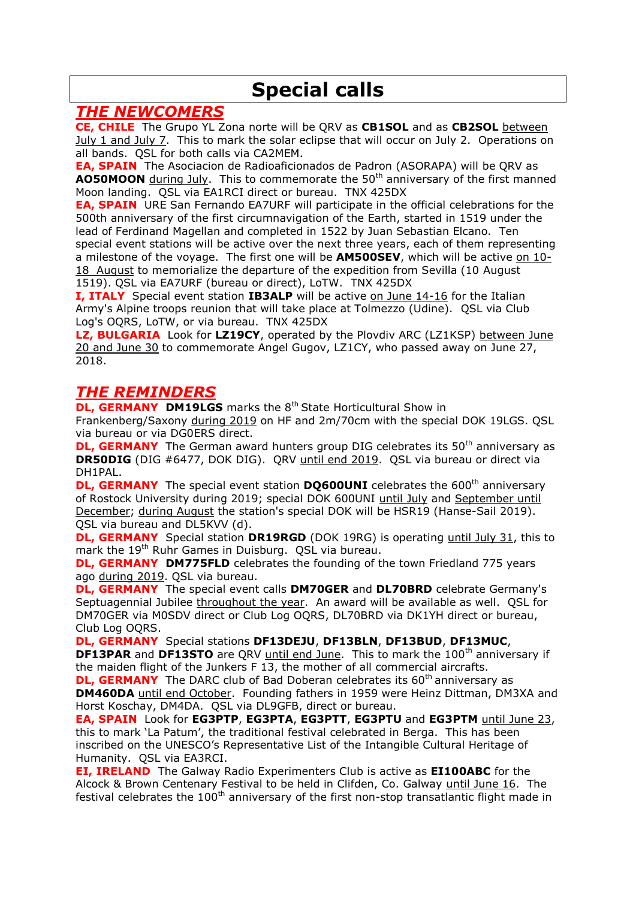# Special calls

## *THE NEWCOMERS*

**CE, CHILE** The Grupo YL Zona norte will be QRV as **CB1SOL** and as **CB2SOL** between July 1 and July 7. This to mark the solar eclipse that will occur on July 2. Operations on all bands. QSL for both calls via CA2MEM.

**EA, SPAIN** The Asociacion de Radioaficionados de Padron (ASORAPA) will be QRV as **AO50MOON** during July. This to commemorate the 50th anniversary of the first manned Moon landing. QSL via EA1RCI direct or bureau. TNX 425DX

**EA, SPAIN** URE San Fernando EA7URF will participate in the official celebrations for the 500th anniversary of the first circumnavigation of the Earth, started in 1519 under the lead of Ferdinand Magellan and completed in 1522 by Juan Sebastian Elcano. Ten special event stations will be active over the next three years, each of them representing a milestone of the voyage. The first one will be **AM500SEV**, which will be active on 10-18 August to memorialize the departure of the expedition from Sevilla (10 August 1519). QSL via EA7URF (bureau or direct), LoTW. TNX 425DX

**I, ITALY** Special event station **IB3ALP** will be active on June 14-16 for the Italian Army's Alpine troops reunion that will take place at Tolmezzo (Udine). QSL via Club Log's OQRS, LoTW, or via bureau. TNX 425DX

**LZ, BULGARIA** Look for **LZ19CY**, operated by the Plovdiv ARC (LZ1KSP) between June 20 and June 30 to commemorate Angel Gugov, LZ1CY, who passed away on June 27, 2018.

## *THE REMINDERS*

**DL, GERMANY** **DM19LGS** marks the 8th State Horticultural Show in Frankenberg/Saxony during 2019 on HF and 2m/70cm with the special DOK 19LGS. QSL via bureau or via DG0ERS direct.

**DL, GERMANY** The German award hunters group DIG celebrates its 50th anniversary as **DR50DIG** (DIG #6477, DOK DIG). QRV until end 2019. QSL via bureau or direct via DH1PAL.

**DL, GERMANY** The special event station **DQ600UNI** celebrates the 600th anniversary of Rostock University during 2019; special DOK 600UNI until July and September until December; during August the station's special DOK will be HSR19 (Hanse-Sail 2019). QSL via bureau and DL5KVV (d).

**DL, GERMANY** Special station **DR19RGD** (DOK 19RG) is operating until July 31, this to mark the 19th Ruhr Games in Duisburg. QSL via bureau.

**DL, GERMANY** **DM775FLD** celebrates the founding of the town Friedland 775 years ago during 2019. QSL via bureau.

**DL, GERMANY** The special event calls **DM70GER** and **DL70BRD** celebrate Germany's Septuagennial Jubilee throughout the year. An award will be available as well. QSL for DM70GER via M0SDV direct or Club Log OQRS, DL70BRD via DK1YH direct or bureau, Club Log OQRS.

**DL, GERMANY** Special stations **DF13DEJU**, **DF13BLN**, **DF13BUD**, **DF13MUC**, **DF13PAR** and **DF13STO** are QRV until end June. This to mark the 100th anniversary if the maiden flight of the Junkers F 13, the mother of all commercial aircrafts.

**DL, GERMANY** The DARC club of Bad Doberan celebrates its 60th anniversary as **DM460DA** until end October. Founding fathers in 1959 were Heinz Dittman, DM3XA and Horst Koschay, DM4DA. QSL via DL9GFB, direct or bureau.

**EA, SPAIN** Look for **EG3PTP**, **EG3PTA**, **EG3PTT**, **EG3PTU** and **EG3PTM** until June 23, this to mark 'La Patum', the traditional festival celebrated in Berga. This has been inscribed on the UNESCO's Representative List of the Intangible Cultural Heritage of Humanity. QSL via EA3RCI.

**EI, IRELAND** The Galway Radio Experimenters Club is active as **EI100ABC** for the Alcock & Brown Centenary Festival to be held in Clifden, Co. Galway until June 16. The festival celebrates the 100th anniversary of the first non-stop transatlantic flight made in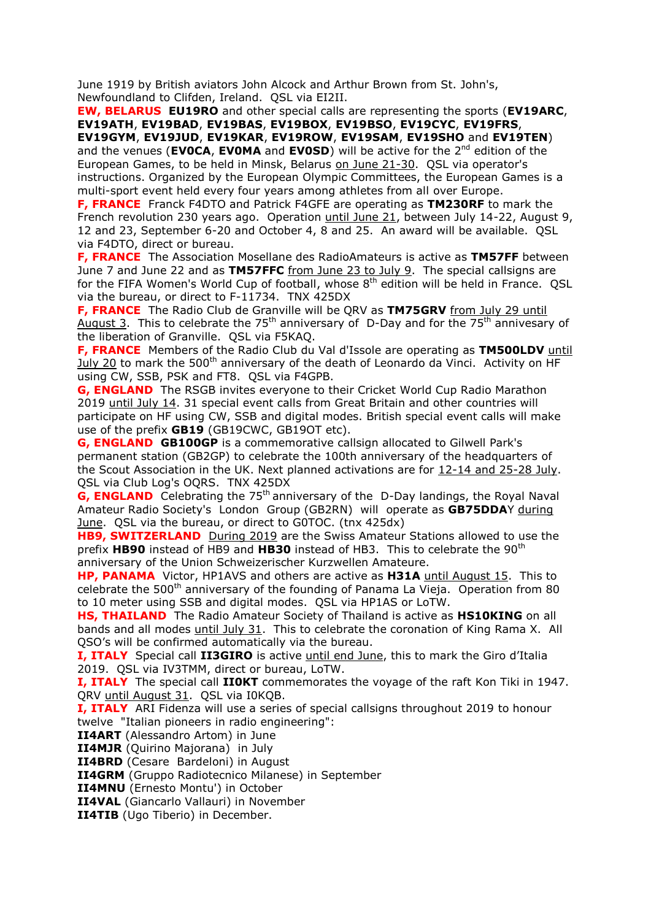June 1919 by British aviators John Alcock and Arthur Brown from St. John's, Newfoundland to Clifden, Ireland. QSL via EI2II.

**EW, BELARUS** **EU19RO** and other special calls are representing the sports (**EV19ARC**, **EV19ATH**, **EV19BAD**, **EV19BAS**, **EV19BOX**, **EV19BSO**, **EV19CYC**, **EV19FRS**, **EV19GYM**, **EV19JUD**, **EV19KAR**, **EV19ROW**, **EV19SAM**, **EV19SHO** and **EV19TEN**) and the venues (**EV0CA**, **EV0MA** and **EV0SD**) will be active for the 2nd edition of the European Games, to be held in Minsk, Belarus on June 21-30. QSL via operator's instructions. Organized by the European Olympic Committees, the European Games is a multi-sport event held every four years among athletes from all over Europe.

**F, FRANCE** Franck F4DTO and Patrick F4GFE are operating as **TM230RF** to mark the French revolution 230 years ago. Operation until June 21, between July 14-22, August 9, 12 and 23, September 6-20 and October 4, 8 and 25. An award will be available. QSL via F4DTO, direct or bureau.

**F, FRANCE** The Association Mosellane des RadioAmateurs is active as **TM57FF** between June 7 and June 22 and as **TM57FFC** from June 23 to July 9. The special callsigns are for the FIFA Women's World Cup of football, whose 8th edition will be held in France. QSL via the bureau, or direct to F-11734. TNX 425DX

**F, FRANCE** The Radio Club de Granville will be QRV as **TM75GRV** from July 29 until August 3. This to celebrate the 75th anniversary of D-Day and for the 75th annivesary of the liberation of Granville. QSL via F5KAQ.

**F, FRANCE** Members of the Radio Club du Val d'Issole are operating as **TM500LDV** until July 20 to mark the 500th anniversary of the death of Leonardo da Vinci. Activity on HF using CW, SSB, PSK and FT8. QSL via F4GPB.

**G, ENGLAND** The RSGB invites everyone to their Cricket World Cup Radio Marathon 2019 until July 14. 31 special event calls from Great Britain and other countries will participate on HF using CW, SSB and digital modes. British special event calls will make use of the prefix **GB19** (GB19CWC, GB19OT etc).

**G, ENGLAND** **GB100GP** is a commemorative callsign allocated to Gilwell Park's permanent station (GB2GP) to celebrate the 100th anniversary of the headquarters of the Scout Association in the UK. Next planned activations are for 12-14 and 25-28 July. QSL via Club Log's OQRS. TNX 425DX

**G, ENGLAND** Celebrating the 75th anniversary of the D-Day landings, the Royal Naval Amateur Radio Society's London Group (GB2RN) will operate as **GB75DDA**Y during June. QSL via the bureau, or direct to G0TOC. (tnx 425dx)

**HB9, SWITZERLAND** During 2019 are the Swiss Amateur Stations allowed to use the prefix **HB90** instead of HB9 and **HB30** instead of HB3. This to celebrate the 90th anniversary of the Union Schweizerischer Kurzwellen Amateure.

**HP, PANAMA** Victor, HP1AVS and others are active as **H31A** until August 15. This to celebrate the 500th anniversary of the founding of Panama La Vieja. Operation from 80 to 10 meter using SSB and digital modes. QSL via HP1AS or LoTW.

**HS, THAILAND** The Radio Amateur Society of Thailand is active as **HS10KING** on all bands and all modes until July 31. This to celebrate the coronation of King Rama X. All QSO's will be confirmed automatically via the bureau.

**I, ITALY** Special call **II3GIRO** is active until end June, this to mark the Giro d'Italia 2019. QSL via IV3TMM, direct or bureau, LoTW.

**I, ITALY** The special call **II0KT** commemorates the voyage of the raft Kon Tiki in 1947. QRV until August 31. QSL via I0KQB.

**I, ITALY** ARI Fidenza will use a series of special callsigns throughout 2019 to honour twelve "Italian pioneers in radio engineering":

**II4ART** (Alessandro Artom) in June
**II4MJR** (Quirino Majorana) in July
**II4BRD** (Cesare Bardeloni) in August
**II4GRM** (Gruppo Radiotecnico Milanese) in September
**II4MNU** (Ernesto Montu') in October
**II4VAL** (Giancarlo Vallauri) in November
**II4TIB** (Ugo Tiberio) in December.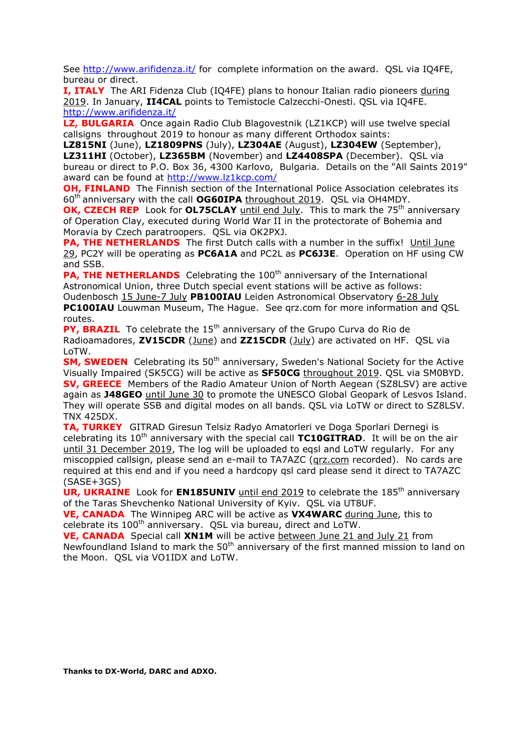See http://www.arifidenza.it/ for complete information on the award. QSL via IQ4FE, bureau or direct.

**I, ITALY** The ARI Fidenza Club (IQ4FE) plans to honour Italian radio pioneers during 2019. In January, **II4CAL** points to Temistocle Calzecchi-Onesti. QSL via IQ4FE. http://www.arifidenza.it/

**LZ, BULGARIA** Once again Radio Club Blagovestnik (LZ1KCP) will use twelve special callsigns throughout 2019 to honour as many different Orthodox saints: **LZ815NI** (June), **LZ1809PNS** (July), **LZ304AE** (August), **LZ304EW** (September), **LZ311HI** (October), **LZ365BM** (November) and **LZ4408SPA** (December). QSL via bureau or direct to P.O. Box 36, 4300 Karlovo, Bulgaria. Details on the "All Saints 2019" award can be found at http://www.lz1kcp.com/

**OH, FINLAND** The Finnish section of the International Police Association celebrates its 60th anniversary with the call **OG60IPA** throughout 2019. QSL via OH4MDY.

**OK, CZECH REP** Look for **OL75CLAY** until end July. This to mark the 75th anniversary of Operation Clay, executed during World War II in the protectorate of Bohemia and Moravia by Czech paratroopers. QSL via OK2PXJ.

**PA, THE NETHERLANDS** The first Dutch calls with a number in the suffix! Until June 29, PC2Y will be operating as **PC6A1A** and PC2L as **PC6J3E**. Operation on HF using CW and SSB.

**PA, THE NETHERLANDS** Celebrating the 100th anniversary of the International Astronomical Union, three Dutch special event stations will be active as follows: Oudenbosch 15 June-7 July **PB100IAU** Leiden Astronomical Observatory 6-28 July **PC100IAU** Louwman Museum, The Hague. See qrz.com for more information and QSL routes.

**PY, BRAZIL** To celebrate the 15th anniversary of the Grupo Curva do Rio de Radioamadores, **ZV15CDR** (June) and **ZZ15CDR** (July) are activated on HF. QSL via LoTW.

**SM, SWEDEN** Celebrating its 50th anniversary, Sweden's National Society for the Active Visually Impaired (SK5CG) will be active as **SF50CG** throughout 2019. QSL via SM0BYD.

**SV, GREECE** Members of the Radio Amateur Union of North Aegean (SZ8LSV) are active again as **J48GEO** until June 30 to promote the UNESCO Global Geopark of Lesvos Island. They will operate SSB and digital modes on all bands. QSL via LoTW or direct to SZ8LSV. TNX 425DX.

**TA, TURKEY** GITRAD Giresun Telsiz Radyo Amatorleri ve Doga Sporlari Dernegi is celebrating its 10th anniversary with the special call **TC10GITRAD**. It will be on the air until 31 December 2019, The log will be uploaded to eqsl and LoTW regularly. For any miscoppied callsign, please send an e-mail to TA7AZC (qrz.com recorded). No cards are required at this end and if you need a hardcopy qsl card please send it direct to TA7AZC (SASE+3GS)

**UR, UKRAINE** Look for **EN185UNIV** until end 2019 to celebrate the 185th anniversary of the Taras Shevchenko National University of Kyiv. QSL via UT8UF.

**VE, CANADA** The Winnipeg ARC will be active as **VX4WARC** during June, this to celebrate its 100th anniversary. QSL via bureau, direct and LoTW.

**VE, CANADA** Special call **XN1M** will be active between June 21 and July 21 from Newfoundland Island to mark the 50th anniversary of the first manned mission to land on the Moon. QSL via VO1IDX and LoTW.

**Thanks to DX-World, DARC and ADXO.**